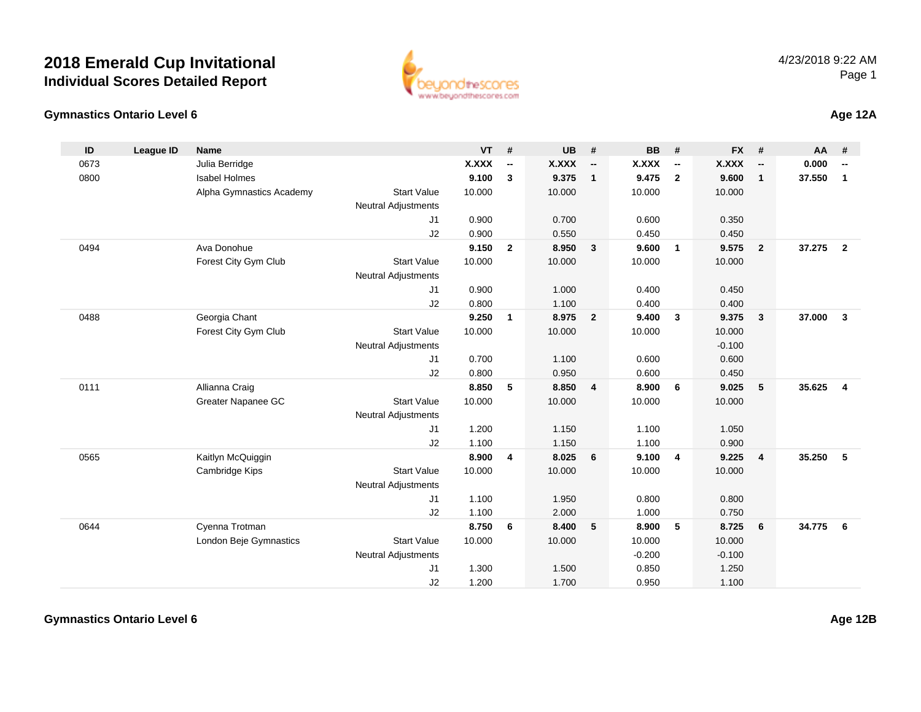# 2018 Emerald Cup Invitational

## Individual Scores Detailed Report

4/23/2018 9:22 AM

### Gymnastics Ontario Level 6

**Age 12A**

| ID | League ID | Name | | VT | # | UB | # | BB | # | FX | # | AA | # |
|---|---|---|---|---|---|---|---|---|---|---|---|---|---|
| 0673 | | Julia Berridge | | **X.XXX** | **--** | **X.XXX** | **--** | **X.XXX** | **--** | **X.XXX** | **--** | **0.000** | **--** |
| 0800 | | Isabel Holmes | | **9.100** | **3** | **9.375** | **1** | **9.475** | **2** | **9.600** | **1** | **37.550** | **1** |
| | | Alpha Gymnastics Academy | Start Value | 10.000 | | 10.000 | | 10.000 | | 10.000 | | | |
| | | | Neutral Adjustments | | | | | | | | | | |
| | | | J1 | 0.900 | | 0.700 | | 0.600 | | 0.350 | | | |
| | | | J2 | 0.900 | | 0.550 | | 0.450 | | 0.450 | | | |
| 0494 | | Ava Donohue | | **9.150** | **2** | **8.950** | **3** | **9.600** | **1** | **9.575** | **2** | **37.275** | **2** |
| | | Forest City Gym Club | Start Value | 10.000 | | 10.000 | | 10.000 | | 10.000 | | | |
| | | | Neutral Adjustments | | | | | | | | | | |
| | | | J1 | 0.900 | | 1.000 | | 0.400 | | 0.450 | | | |
| | | | J2 | 0.800 | | 1.100 | | 0.400 | | 0.400 | | | |
| 0488 | | Georgia Chant | | **9.250** | **1** | **8.975** | **2** | **9.400** | **3** | **9.375** | **3** | **37.000** | **3** |
| | | Forest City Gym Club | Start Value | 10.000 | | 10.000 | | 10.000 | | 10.000 | | | |
| | | | Neutral Adjustments | | | | | | | -0.100 | | | |
| | | | J1 | 0.700 | | 1.100 | | 0.600 | | 0.600 | | | |
| | | | J2 | 0.800 | | 0.950 | | 0.600 | | 0.450 | | | |
| 0111 | | Allianna Craig | | **8.850** | **5** | **8.850** | **4** | **8.900** | **6** | **9.025** | **5** | **35.625** | **4** |
| | | Greater Napanee GC | Start Value | 10.000 | | 10.000 | | 10.000 | | 10.000 | | | |
| | | | Neutral Adjustments | | | | | | | | | | |
| | | | J1 | 1.200 | | 1.150 | | 1.100 | | 1.050 | | | |
| | | | J2 | 1.100 | | 1.150 | | 1.100 | | 0.900 | | | |
| 0565 | | Kaitlyn McQuiggin | | **8.900** | **4** | **8.025** | **6** | **9.100** | **4** | **9.225** | **4** | **35.250** | **5** |
| | | Cambridge Kips | Start Value | 10.000 | | 10.000 | | 10.000 | | 10.000 | | | |
| | | | Neutral Adjustments | | | | | | | | | | |
| | | | J1 | 1.100 | | 1.950 | | 0.800 | | 0.800 | | | |
| | | | J2 | 1.100 | | 2.000 | | 1.000 | | 0.750 | | | |
| 0644 | | Cyenna Trotman | | **8.750** | **6** | **8.400** | **5** | **8.900** | **5** | **8.725** | **6** | **34.775** | **6** |
| | | London Beje Gymnastics | Start Value | 10.000 | | 10.000 | | 10.000 | | 10.000 | | | |
| | | | Neutral Adjustments | | | | | -0.200 | | -0.100 | | | |
| | | | J1 | 1.300 | | 1.500 | | 0.850 | | 1.250 | | | |
| | | | J2 | 1.200 | | 1.700 | | 0.950 | | 1.100 | | | |

### Gymnastics Ontario Level 6

**Age 12B**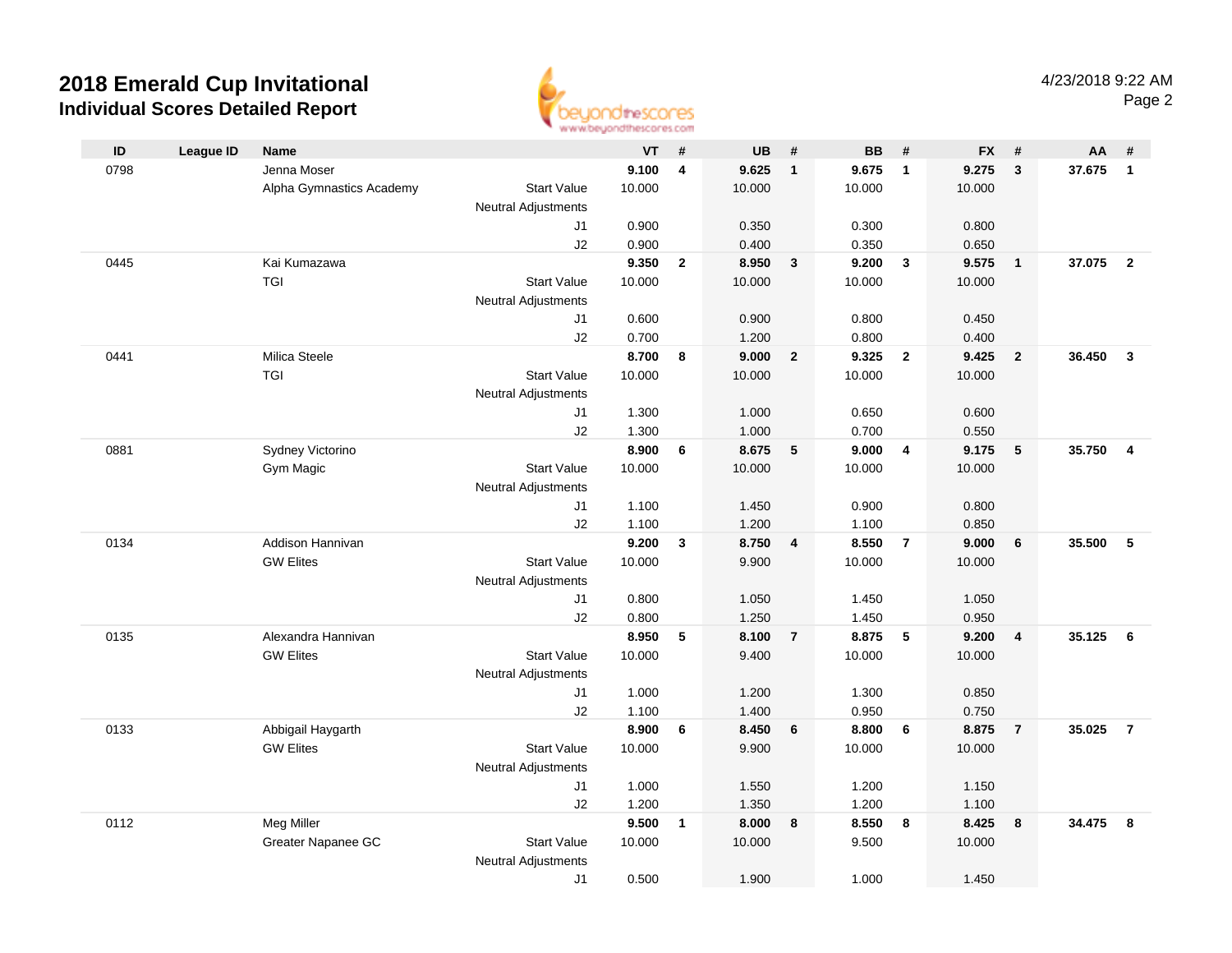# 2018 Emerald Cup Invitational

## Individual Scores Detailed Report

4/23/2018 9:22 AM

| ID | League ID | Name | | VT | # | UB | # | BB | # | FX | # | AA | # |
|---|---|---|---|---|---|---|---|---|---|---|---|---|---|
| 0798 | | Jenna Moser | | **9.100** | **4** | **9.625** | **1** | **9.675** | **1** | **9.275** | **3** | **37.675** | **1** |
| | | Alpha Gymnastics Academy | Start Value | 10.000 | | 10.000 | | 10.000 | | 10.000 | | | |
| | | | Neutral Adjustments | | | | | | | | | | |
| | | | J1 | 0.900 | | 0.350 | | 0.300 | | 0.800 | | | |
| | | | J2 | 0.900 | | 0.400 | | 0.350 | | 0.650 | | | |
| 0445 | | Kai Kumazawa | | **9.350** | **2** | **8.950** | **3** | **9.200** | **3** | **9.575** | **1** | **37.075** | **2** |
| | | TGI | Start Value | 10.000 | | 10.000 | | 10.000 | | 10.000 | | | |
| | | | Neutral Adjustments | | | | | | | | | | |
| | | | J1 | 0.600 | | 0.900 | | 0.800 | | 0.450 | | | |
| | | | J2 | 0.700 | | 1.200 | | 0.800 | | 0.400 | | | |
| 0441 | | Milica Steele | | **8.700** | **8** | **9.000** | **2** | **9.325** | **2** | **9.425** | **2** | **36.450** | **3** |
| | | TGI | Start Value | 10.000 | | 10.000 | | 10.000 | | 10.000 | | | |
| | | | Neutral Adjustments | | | | | | | | | | |
| | | | J1 | 1.300 | | 1.000 | | 0.650 | | 0.600 | | | |
| | | | J2 | 1.300 | | 1.000 | | 0.700 | | 0.550 | | | |
| 0881 | | Sydney Victorino | | **8.900** | **6** | **8.675** | **5** | **9.000** | **4** | **9.175** | **5** | **35.750** | **4** |
| | | Gym Magic | Start Value | 10.000 | | 10.000 | | 10.000 | | 10.000 | | | |
| | | | Neutral Adjustments | | | | | | | | | | |
| | | | J1 | 1.100 | | 1.450 | | 0.900 | | 0.800 | | | |
| | | | J2 | 1.100 | | 1.200 | | 1.100 | | 0.850 | | | |
| 0134 | | Addison Hannivan | | **9.200** | **3** | **8.750** | **4** | **8.550** | **7** | **9.000** | **6** | **35.500** | **5** |
| | | GW Elites | Start Value | 10.000 | | 9.900 | | 10.000 | | 10.000 | | | |
| | | | Neutral Adjustments | | | | | | | | | | |
| | | | J1 | 0.800 | | 1.050 | | 1.450 | | 1.050 | | | |
| | | | J2 | 0.800 | | 1.250 | | 1.450 | | 0.950 | | | |
| 0135 | | Alexandra Hannivan | | **8.950** | **5** | **8.100** | **7** | **8.875** | **5** | **9.200** | **4** | **35.125** | **6** |
| | | GW Elites | Start Value | 10.000 | | 9.400 | | 10.000 | | 10.000 | | | |
| | | | Neutral Adjustments | | | | | | | | | | |
| | | | J1 | 1.000 | | 1.200 | | 1.300 | | 0.850 | | | |
| | | | J2 | 1.100 | | 1.400 | | 0.950 | | 0.750 | | | |
| 0133 | | Abbigail Haygarth | | **8.900** | **6** | **8.450** | **6** | **8.800** | **6** | **8.875** | **7** | **35.025** | **7** |
| | | GW Elites | Start Value | 10.000 | | 9.900 | | 10.000 | | 10.000 | | | |
| | | | Neutral Adjustments | | | | | | | | | | |
| | | | J1 | 1.000 | | 1.550 | | 1.200 | | 1.150 | | | |
| | | | J2 | 1.200 | | 1.350 | | 1.200 | | 1.100 | | | |
| 0112 | | Meg Miller | | **9.500** | **1** | **8.000** | **8** | **8.550** | **8** | **8.425** | **8** | **34.475** | **8** |
| | | Greater Napanee GC | Start Value | 10.000 | | 10.000 | | 9.500 | | 10.000 | | | |
| | | | Neutral Adjustments | | | | | | | | | | |
| | | | J1 | 0.500 | | 1.900 | | 1.000 | | 1.450 | | | |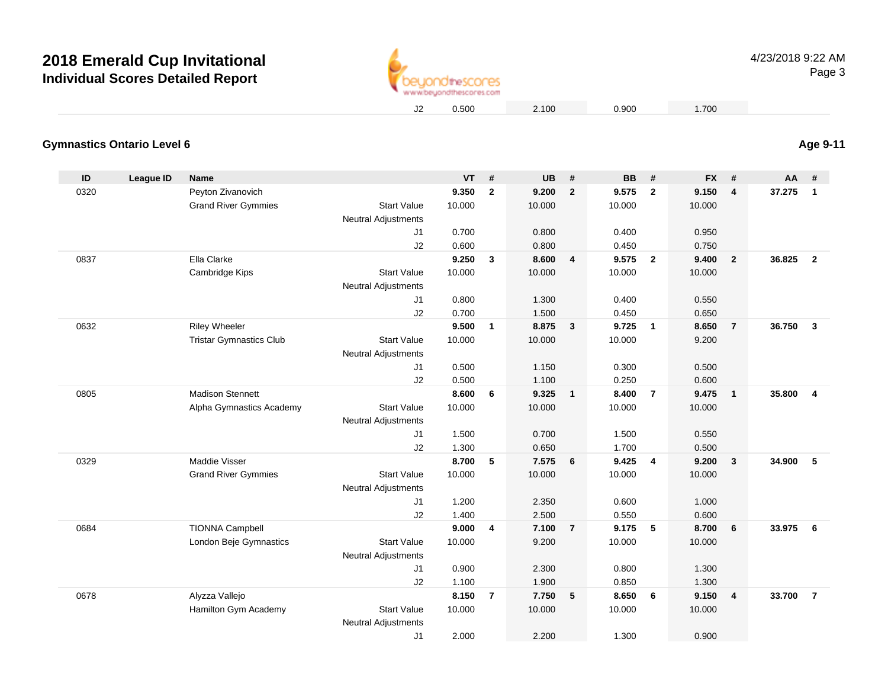| | | | | J2 | 0.500 | | 2.100 | | 0.900 | | 1.700 | | | |
|---|---|---|---|---|---|---|---|---|---|---|---|---|---|---|

### Gymnastics Ontario Level 6

**Age 9-11**

| ID | League ID | Name | | | VT | # | UB | # | BB | # | FX | # | AA | # |
|---|---|---|---|---|---|---|---|---|---|---|---|---|---|---|
| 0320 | | Peyton Zivanovich | | | **9.350** | **2** | **9.200** | **2** | **9.575** | **2** | **9.150** | **4** | **37.275** | **1** |
| | | Grand River Gymmies | Start Value | | 10.000 | | 10.000 | | 10.000 | | 10.000 | | | |
| | | | Neutral Adjustments | | | | | | | | | | | |
| | | | | J1 | 0.700 | | 0.800 | | 0.400 | | 0.950 | | | |
| | | | | J2 | 0.600 | | 0.800 | | 0.450 | | 0.750 | | | |
| 0837 | | Ella Clarke | | | **9.250** | **3** | **8.600** | **4** | **9.575** | **2** | **9.400** | **2** | **36.825** | **2** |
| | | Cambridge Kips | Start Value | | 10.000 | | 10.000 | | 10.000 | | 10.000 | | | |
| | | | Neutral Adjustments | | | | | | | | | | | |
| | | | | J1 | 0.800 | | 1.300 | | 0.400 | | 0.550 | | | |
| | | | | J2 | 0.700 | | 1.500 | | 0.450 | | 0.650 | | | |
| 0632 | | Riley Wheeler | | | **9.500** | **1** | **8.875** | **3** | **9.725** | **1** | **8.650** | **7** | **36.750** | **3** |
| | | Tristar Gymnastics Club | Start Value | | 10.000 | | 10.000 | | 10.000 | | 9.200 | | | |
| | | | Neutral Adjustments | | | | | | | | | | | |
| | | | | J1 | 0.500 | | 1.150 | | 0.300 | | 0.500 | | | |
| | | | | J2 | 0.500 | | 1.100 | | 0.250 | | 0.600 | | | |
| 0805 | | Madison Stennett | | | **8.600** | **6** | **9.325** | **1** | **8.400** | **7** | **9.475** | **1** | **35.800** | **4** |
| | | Alpha Gymnastics Academy | Start Value | | 10.000 | | 10.000 | | 10.000 | | 10.000 | | | |
| | | | Neutral Adjustments | | | | | | | | | | | |
| | | | | J1 | 1.500 | | 0.700 | | 1.500 | | 0.550 | | | |
| | | | | J2 | 1.300 | | 0.650 | | 1.700 | | 0.500 | | | |
| 0329 | | Maddie Visser | | | **8.700** | **5** | **7.575** | **6** | **9.425** | **4** | **9.200** | **3** | **34.900** | **5** |
| | | Grand River Gymmies | Start Value | | 10.000 | | 10.000 | | 10.000 | | 10.000 | | | |
| | | | Neutral Adjustments | | | | | | | | | | | |
| | | | | J1 | 1.200 | | 2.350 | | 0.600 | | 1.000 | | | |
| | | | | J2 | 1.400 | | 2.500 | | 0.550 | | 0.600 | | | |
| 0684 | | TIONNA Campbell | | | **9.000** | **4** | **7.100** | **7** | **9.175** | **5** | **8.700** | **6** | **33.975** | **6** |
| | | London Beje Gymnastics | Start Value | | 10.000 | | 9.200 | | 10.000 | | 10.000 | | | |
| | | | Neutral Adjustments | | | | | | | | | | | |
| | | | | J1 | 0.900 | | 2.300 | | 0.800 | | 1.300 | | | |
| | | | | J2 | 1.100 | | 1.900 | | 0.850 | | 1.300 | | | |
| 0678 | | Alyzza Vallejo | | | **8.150** | **7** | **7.750** | **5** | **8.650** | **6** | **9.150** | **4** | **33.700** | **7** |
| | | Hamilton Gym Academy | Start Value | | 10.000 | | 10.000 | | 10.000 | | 10.000 | | | |
| | | | Neutral Adjustments | | | | | | | | | | | |
| | | | | J1 | 2.000 | | 2.200 | | 1.300 | | 0.900 | | | |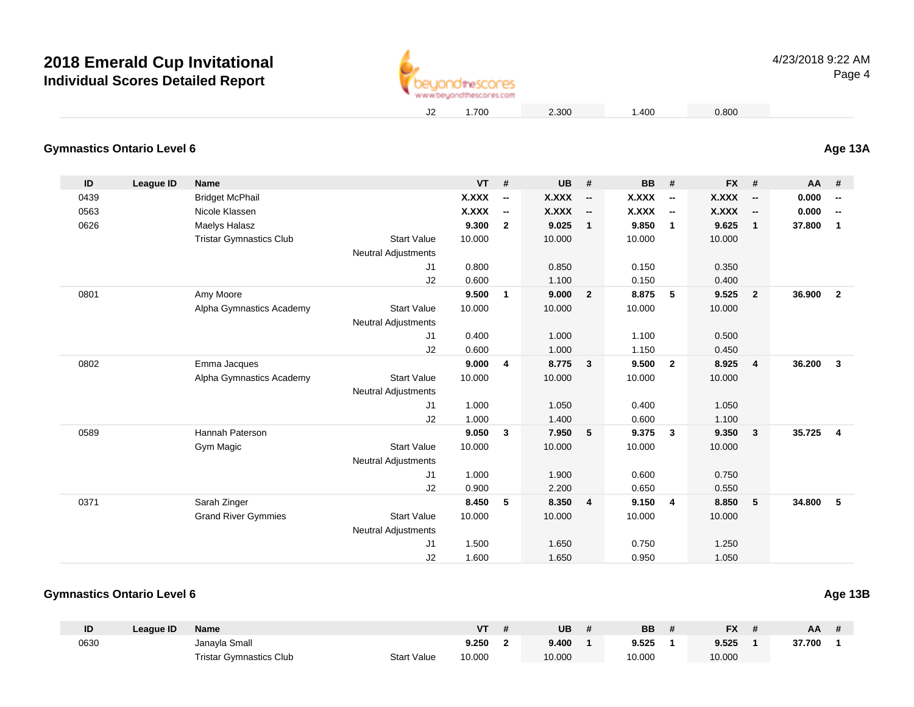| | | | | VT | | UB | | BB | | FX | | | |
|---|---|---|---|---|---|---|---|---|---|---|---|---|---|
| | | | J2 | 1.700 | | 2.300 | | 1.400 | | 0.800 | | | |

## Gymnastics Ontario Level 6

**Age 13A**

| ID | League ID | Name | | VT | # | UB | # | BB | # | FX | # | AA | # |
|---|---|---|---|---|---|---|---|---|---|---|---|---|---|
| 0439 | | Bridget McPhail | | **X.XXX** | **--** | **X.XXX** | **--** | **X.XXX** | **--** | **X.XXX** | **--** | **0.000** | **--** |
| 0563 | | Nicole Klassen | | **X.XXX** | **--** | **X.XXX** | **--** | **X.XXX** | **--** | **X.XXX** | **--** | **0.000** | **--** |
| 0626 | | Maelys Halasz | | **9.300** | **2** | **9.025** | **1** | **9.850** | **1** | **9.625** | **1** | **37.800** | **1** |
| | | Tristar Gymnastics Club | Start Value | 10.000 | | 10.000 | | 10.000 | | 10.000 | | | |
| | | | Neutral Adjustments | | | | | | | | | | |
| | | | J1 | 0.800 | | 0.850 | | 0.150 | | 0.350 | | | |
| | | | J2 | 0.600 | | 1.100 | | 0.150 | | 0.400 | | | |
| 0801 | | Amy Moore | | **9.500** | **1** | **9.000** | **2** | **8.875** | **5** | **9.525** | **2** | **36.900** | **2** |
| | | Alpha Gymnastics Academy | Start Value | 10.000 | | 10.000 | | 10.000 | | 10.000 | | | |
| | | | Neutral Adjustments | | | | | | | | | | |
| | | | J1 | 0.400 | | 1.000 | | 1.100 | | 0.500 | | | |
| | | | J2 | 0.600 | | 1.000 | | 1.150 | | 0.450 | | | |
| 0802 | | Emma Jacques | | **9.000** | **4** | **8.775** | **3** | **9.500** | **2** | **8.925** | **4** | **36.200** | **3** |
| | | Alpha Gymnastics Academy | Start Value | 10.000 | | 10.000 | | 10.000 | | 10.000 | | | |
| | | | Neutral Adjustments | | | | | | | | | | |
| | | | J1 | 1.000 | | 1.050 | | 0.400 | | 1.050 | | | |
| | | | J2 | 1.000 | | 1.400 | | 0.600 | | 1.100 | | | |
| 0589 | | Hannah Paterson | | **9.050** | **3** | **7.950** | **5** | **9.375** | **3** | **9.350** | **3** | **35.725** | **4** |
| | | Gym Magic | Start Value | 10.000 | | 10.000 | | 10.000 | | 10.000 | | | |
| | | | Neutral Adjustments | | | | | | | | | | |
| | | | J1 | 1.000 | | 1.900 | | 0.600 | | 0.750 | | | |
| | | | J2 | 0.900 | | 2.200 | | 0.650 | | 0.550 | | | |
| 0371 | | Sarah Zinger | | **8.450** | **5** | **8.350** | **4** | **9.150** | **4** | **8.850** | **5** | **34.800** | **5** |
| | | Grand River Gymmies | Start Value | 10.000 | | 10.000 | | 10.000 | | 10.000 | | | |
| | | | Neutral Adjustments | | | | | | | | | | |
| | | | J1 | 1.500 | | 1.650 | | 0.750 | | 1.250 | | | |
| | | | J2 | 1.600 | | 1.650 | | 0.950 | | 1.050 | | | |

## Gymnastics Ontario Level 6

**Age 13B**

| ID | League ID | Name | | VT | # | UB | # | BB | # | FX | # | AA | # |
|---|---|---|---|---|---|---|---|---|---|---|---|---|---|
| 0630 | | Janayla Small | | **9.250** | **2** | **9.400** | **1** | **9.525** | **1** | **9.525** | **1** | **37.700** | **1** |
| | | Tristar Gymnastics Club | Start Value | 10.000 | | 10.000 | | 10.000 | | 10.000 | | | |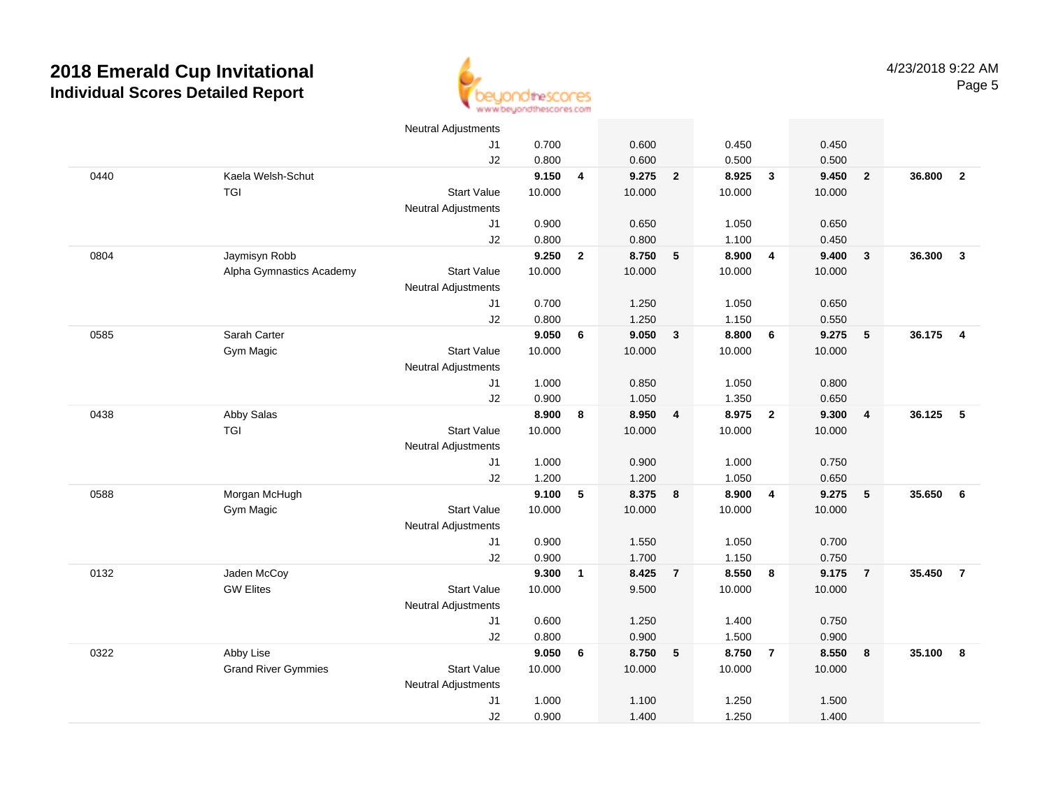# 2018 Emerald Cup Invitational

## Individual Scores Detailed Report

4/23/2018 9:22 AM

| | | | | | | | | | | | | |
|---|---|---|---|---|---|---|---|---|---|---|---|---|
| | | Neutral Adjustments | | | | | | | | | | |
| | | J1 | 0.700 | | 0.600 | | 0.450 | | 0.450 | | | |
| | | J2 | 0.800 | | 0.600 | | 0.500 | | 0.500 | | | |
| 0440 | Kaela Welsh-Schut | | **9.150** | **4** | **9.275** | **2** | **8.925** | **3** | **9.450** | **2** | **36.800** | **2** |
| | TGI | Start Value | 10.000 | | 10.000 | | 10.000 | | 10.000 | | | |
| | | Neutral Adjustments | | | | | | | | | | |
| | | J1 | 0.900 | | 0.650 | | 1.050 | | 0.650 | | | |
| | | J2 | 0.800 | | 0.800 | | 1.100 | | 0.450 | | | |
| 0804 | Jaymisyn Robb | | **9.250** | **2** | **8.750** | **5** | **8.900** | **4** | **9.400** | **3** | **36.300** | **3** |
| | Alpha Gymnastics Academy | Start Value | 10.000 | | 10.000 | | 10.000 | | 10.000 | | | |
| | | Neutral Adjustments | | | | | | | | | | |
| | | J1 | 0.700 | | 1.250 | | 1.050 | | 0.650 | | | |
| | | J2 | 0.800 | | 1.250 | | 1.150 | | 0.550 | | | |
| 0585 | Sarah Carter | | **9.050** | **6** | **9.050** | **3** | **8.800** | **6** | **9.275** | **5** | **36.175** | **4** |
| | Gym Magic | Start Value | 10.000 | | 10.000 | | 10.000 | | 10.000 | | | |
| | | Neutral Adjustments | | | | | | | | | | |
| | | J1 | 1.000 | | 0.850 | | 1.050 | | 0.800 | | | |
| | | J2 | 0.900 | | 1.050 | | 1.350 | | 0.650 | | | |
| 0438 | Abby Salas | | **8.900** | **8** | **8.950** | **4** | **8.975** | **2** | **9.300** | **4** | **36.125** | **5** |
| | TGI | Start Value | 10.000 | | 10.000 | | 10.000 | | 10.000 | | | |
| | | Neutral Adjustments | | | | | | | | | | |
| | | J1 | 1.000 | | 0.900 | | 1.000 | | 0.750 | | | |
| | | J2 | 1.200 | | 1.200 | | 1.050 | | 0.650 | | | |
| 0588 | Morgan McHugh | | **9.100** | **5** | **8.375** | **8** | **8.900** | **4** | **9.275** | **5** | **35.650** | **6** |
| | Gym Magic | Start Value | 10.000 | | 10.000 | | 10.000 | | 10.000 | | | |
| | | Neutral Adjustments | | | | | | | | | | |
| | | J1 | 0.900 | | 1.550 | | 1.050 | | 0.700 | | | |
| | | J2 | 0.900 | | 1.700 | | 1.150 | | 0.750 | | | |
| 0132 | Jaden McCoy | | **9.300** | **1** | **8.425** | **7** | **8.550** | **8** | **9.175** | **7** | **35.450** | **7** |
| | GW Elites | Start Value | 10.000 | | 9.500 | | 10.000 | | 10.000 | | | |
| | | Neutral Adjustments | | | | | | | | | | |
| | | J1 | 0.600 | | 1.250 | | 1.400 | | 0.750 | | | |
| | | J2 | 0.800 | | 0.900 | | 1.500 | | 0.900 | | | |
| 0322 | Abby Lise | | **9.050** | **6** | **8.750** | **5** | **8.750** | **7** | **8.550** | **8** | **35.100** | **8** |
| | Grand River Gymmies | Start Value | 10.000 | | 10.000 | | 10.000 | | 10.000 | | | |
| | | Neutral Adjustments | | | | | | | | | | |
| | | J1 | 1.000 | | 1.100 | | 1.250 | | 1.500 | | | |
| | | J2 | 0.900 | | 1.400 | | 1.250 | | 1.400 | | | |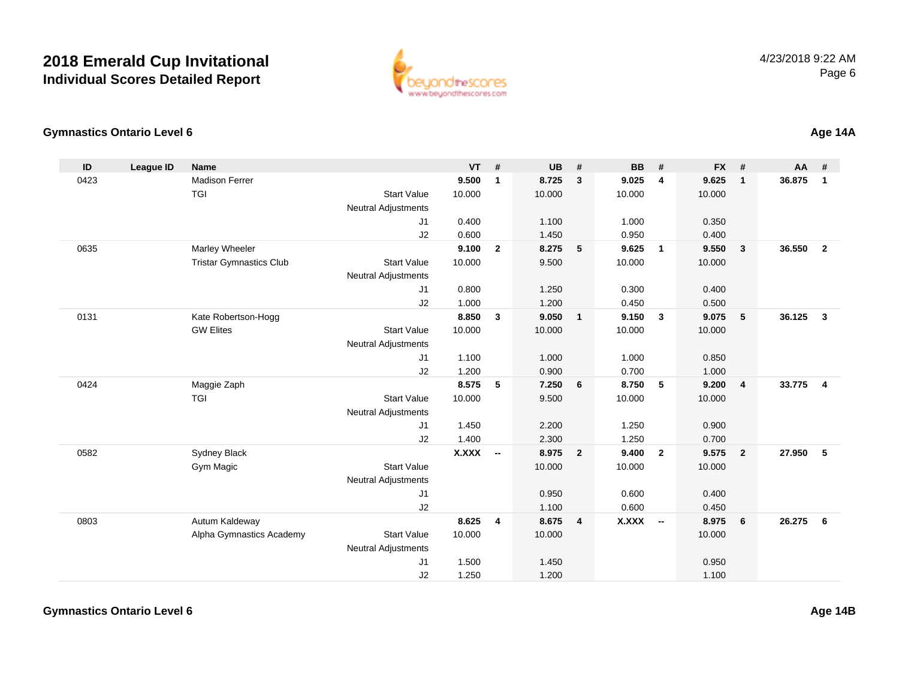# 2018 Emerald Cup Invitational
## Individual Scores Detailed Report

4/23/2018 9:22 AM

### Gymnastics Ontario Level 6

**Age 14A**

| ID | League ID | Name | | VT | # | UB | # | BB | # | FX | # | AA | # |
|---|---|---|---|---|---|---|---|---|---|---|---|---|---|
| 0423 | | Madison Ferrer | | **9.500** | **1** | **8.725** | **3** | **9.025** | **4** | **9.625** | **1** | **36.875** | **1** |
| | | TGI | Start Value | 10.000 | | 10.000 | | 10.000 | | 10.000 | | | |
| | | | Neutral Adjustments | | | | | | | | | | |
| | | | J1 | 0.400 | | 1.100 | | 1.000 | | 0.350 | | | |
| | | | J2 | 0.600 | | 1.450 | | 0.950 | | 0.400 | | | |
| 0635 | | Marley Wheeler | | **9.100** | **2** | **8.275** | **5** | **9.625** | **1** | **9.550** | **3** | **36.550** | **2** |
| | | Tristar Gymnastics Club | Start Value | 10.000 | | 9.500 | | 10.000 | | 10.000 | | | |
| | | | Neutral Adjustments | | | | | | | | | | |
| | | | J1 | 0.800 | | 1.250 | | 0.300 | | 0.400 | | | |
| | | | J2 | 1.000 | | 1.200 | | 0.450 | | 0.500 | | | |
| 0131 | | Kate Robertson-Hogg | | **8.850** | **3** | **9.050** | **1** | **9.150** | **3** | **9.075** | **5** | **36.125** | **3** |
| | | GW Elites | Start Value | 10.000 | | 10.000 | | 10.000 | | 10.000 | | | |
| | | | Neutral Adjustments | | | | | | | | | | |
| | | | J1 | 1.100 | | 1.000 | | 1.000 | | 0.850 | | | |
| | | | J2 | 1.200 | | 0.900 | | 0.700 | | 1.000 | | | |
| 0424 | | Maggie Zaph | | **8.575** | **5** | **7.250** | **6** | **8.750** | **5** | **9.200** | **4** | **33.775** | **4** |
| | | TGI | Start Value | 10.000 | | 9.500 | | 10.000 | | 10.000 | | | |
| | | | Neutral Adjustments | | | | | | | | | | |
| | | | J1 | 1.450 | | 2.200 | | 1.250 | | 0.900 | | | |
| | | | J2 | 1.400 | | 2.300 | | 1.250 | | 0.700 | | | |
| 0582 | | Sydney Black | | **X.XXX** | **--** | **8.975** | **2** | **9.400** | **2** | **9.575** | **2** | **27.950** | **5** |
| | | Gym Magic | Start Value | | | 10.000 | | 10.000 | | 10.000 | | | |
| | | | Neutral Adjustments | | | | | | | | | | |
| | | | J1 | | | 0.950 | | 0.600 | | 0.400 | | | |
| | | | J2 | | | 1.100 | | 0.600 | | 0.450 | | | |
| 0803 | | Autum Kaldeway | | **8.625** | **4** | **8.675** | **4** | **X.XXX** | **--** | **8.975** | **6** | **26.275** | **6** |
| | | Alpha Gymnastics Academy | Start Value | 10.000 | | 10.000 | | | | 10.000 | | | |
| | | | Neutral Adjustments | | | | | | | | | | |
| | | | J1 | 1.500 | | 1.450 | | | | 0.950 | | | |
| | | | J2 | 1.250 | | 1.200 | | | | 1.100 | | | |

### Gymnastics Ontario Level 6

**Age 14B**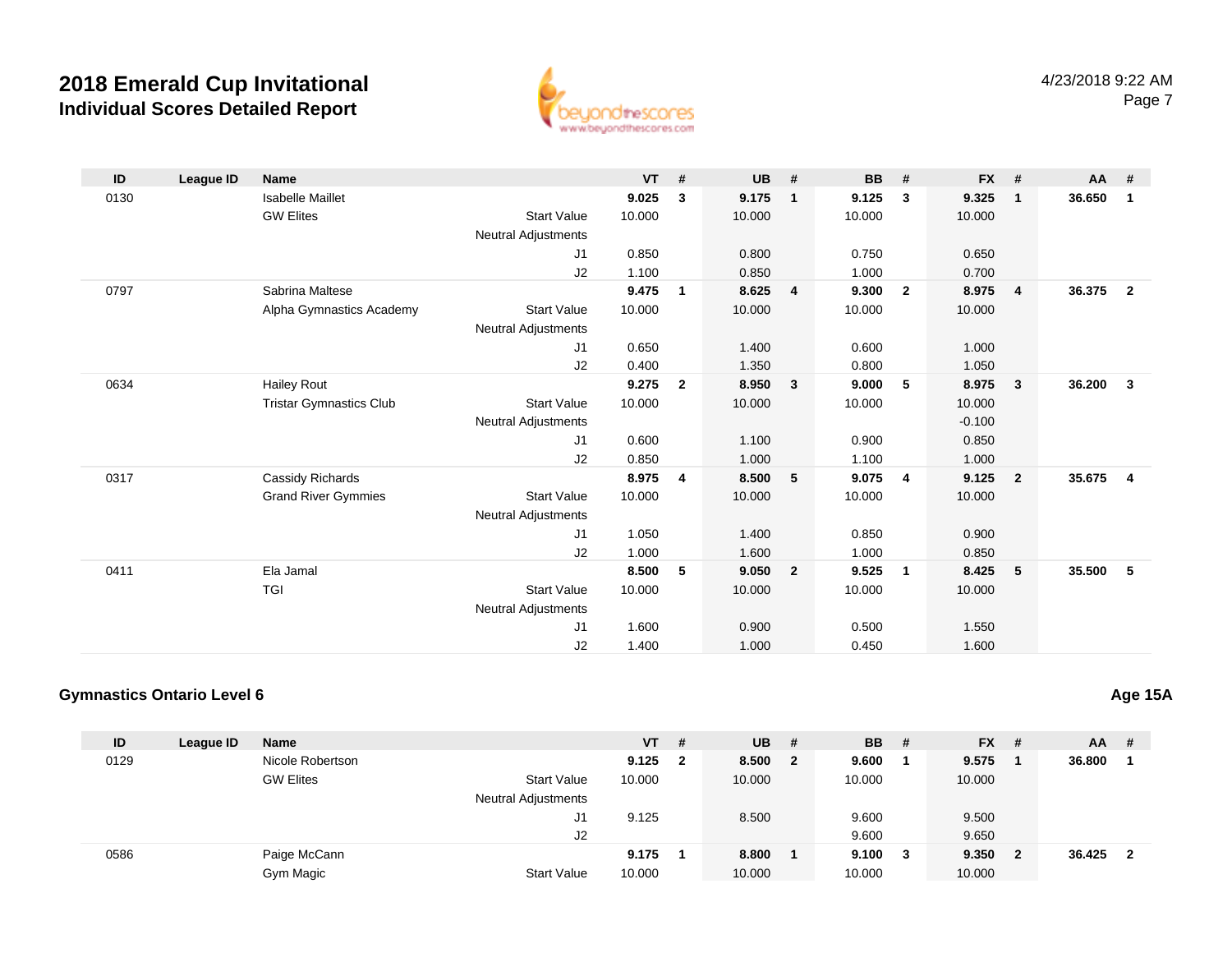# 2018 Emerald Cup Invitational

## Individual Scores Detailed Report

4/23/2018 9:22 AM

| ID | League ID | Name | | VT | # | UB | # | BB | # | FX | # | AA | # |
|---|---|---|---|---|---|---|---|---|---|---|---|---|---|
| 0130 | | Isabelle Maillet | | **9.025** | **3** | **9.175** | **1** | **9.125** | **3** | **9.325** | **1** | **36.650** | **1** |
| | | GW Elites | Start Value | 10.000 | | 10.000 | | 10.000 | | 10.000 | | | |
| | | | Neutral Adjustments | | | | | | | | | | |
| | | | J1 | 0.850 | | 0.800 | | 0.750 | | 0.650 | | | |
| | | | J2 | 1.100 | | 0.850 | | 1.000 | | 0.700 | | | |
| 0797 | | Sabrina Maltese | | **9.475** | **1** | **8.625** | **4** | **9.300** | **2** | **8.975** | **4** | **36.375** | **2** |
| | | Alpha Gymnastics Academy | Start Value | 10.000 | | 10.000 | | 10.000 | | 10.000 | | | |
| | | | Neutral Adjustments | | | | | | | | | | |
| | | | J1 | 0.650 | | 1.400 | | 0.600 | | 1.000 | | | |
| | | | J2 | 0.400 | | 1.350 | | 0.800 | | 1.050 | | | |
| 0634 | | Hailey Rout | | **9.275** | **2** | **8.950** | **3** | **9.000** | **5** | **8.975** | **3** | **36.200** | **3** |
| | | Tristar Gymnastics Club | Start Value | 10.000 | | 10.000 | | 10.000 | | 10.000 | | | |
| | | | Neutral Adjustments | | | | | | | -0.100 | | | |
| | | | J1 | 0.600 | | 1.100 | | 0.900 | | 0.850 | | | |
| | | | J2 | 0.850 | | 1.000 | | 1.100 | | 1.000 | | | |
| 0317 | | Cassidy Richards | | **8.975** | **4** | **8.500** | **5** | **9.075** | **4** | **9.125** | **2** | **35.675** | **4** |
| | | Grand River Gymmies | Start Value | 10.000 | | 10.000 | | 10.000 | | 10.000 | | | |
| | | | Neutral Adjustments | | | | | | | | | | |
| | | | J1 | 1.050 | | 1.400 | | 0.850 | | 0.900 | | | |
| | | | J2 | 1.000 | | 1.600 | | 1.000 | | 0.850 | | | |
| 0411 | | Ela Jamal | | **8.500** | **5** | **9.050** | **2** | **9.525** | **1** | **8.425** | **5** | **35.500** | **5** |
| | | TGI | Start Value | 10.000 | | 10.000 | | 10.000 | | 10.000 | | | |
| | | | Neutral Adjustments | | | | | | | | | | |
| | | | J1 | 1.600 | | 0.900 | | 0.500 | | 1.550 | | | |
| | | | J2 | 1.400 | | 1.000 | | 0.450 | | 1.600 | | | |

### Gymnastics Ontario Level 6

**Age 15A**

| ID | League ID | Name | | VT | # | UB | # | BB | # | FX | # | AA | # |
|---|---|---|---|---|---|---|---|---|---|---|---|---|---|
| 0129 | | Nicole Robertson | | **9.125** | **2** | **8.500** | **2** | **9.600** | **1** | **9.575** | **1** | **36.800** | **1** |
| | | GW Elites | Start Value | 10.000 | | 10.000 | | 10.000 | | 10.000 | | | |
| | | | Neutral Adjustments | | | | | | | | | | |
| | | | J1 | 9.125 | | 8.500 | | 9.600 | | 9.500 | | | |
| | | | J2 | | | | | 9.600 | | 9.650 | | | |
| 0586 | | Paige McCann | | **9.175** | **1** | **8.800** | **1** | **9.100** | **3** | **9.350** | **2** | **36.425** | **2** |
| | | Gym Magic | Start Value | 10.000 | | 10.000 | | 10.000 | | 10.000 | | | |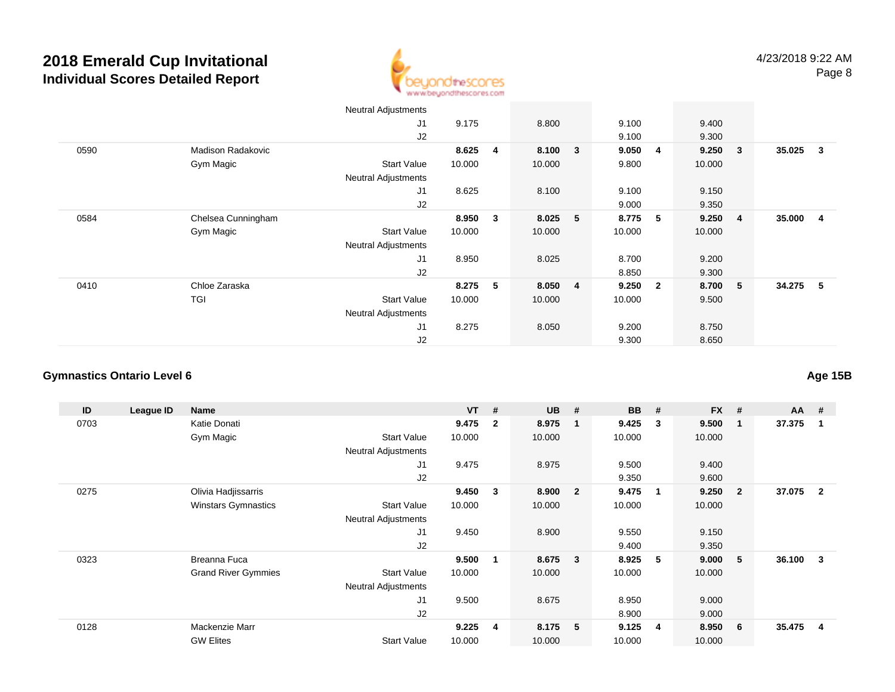# 2018 Emerald Cup Invitational

## Individual Scores Detailed Report

| ID | League ID | Name | | VT | # | UB | # | BB | # | FX | # | AA | # |
|---|---|---|---|---|---|---|---|---|---|---|---|---|---|
| | | | Neutral Adjustments | | | | | | | | | | |
| | | | J1 | 9.175 | | 8.800 | | 9.100 | | 9.400 | | | |
| | | | J2 | | | | | 9.100 | | 9.300 | | | |
| 0590 | | Madison Radakovic | | **8.625** | **4** | **8.100** | **3** | **9.050** | **4** | **9.250** | **3** | **35.025** | **3** |
| | | Gym Magic | Start Value | 10.000 | | 10.000 | | 9.800 | | 10.000 | | | |
| | | | Neutral Adjustments | | | | | | | | | | |
| | | | J1 | 8.625 | | 8.100 | | 9.100 | | 9.150 | | | |
| | | | J2 | | | | | 9.000 | | 9.350 | | | |
| 0584 | | Chelsea Cunningham | | **8.950** | **3** | **8.025** | **5** | **8.775** | **5** | **9.250** | **4** | **35.000** | **4** |
| | | Gym Magic | Start Value | 10.000 | | 10.000 | | 10.000 | | 10.000 | | | |
| | | | Neutral Adjustments | | | | | | | | | | |
| | | | J1 | 8.950 | | 8.025 | | 8.700 | | 9.200 | | | |
| | | | J2 | | | | | 8.850 | | 9.300 | | | |
| 0410 | | Chloe Zaraska | | **8.275** | **5** | **8.050** | **4** | **9.250** | **2** | **8.700** | **5** | **34.275** | **5** |
| | | TGI | Start Value | 10.000 | | 10.000 | | 10.000 | | 9.500 | | | |
| | | | Neutral Adjustments | | | | | | | | | | |
| | | | J1 | 8.275 | | 8.050 | | 9.200 | | 8.750 | | | |
| | | | J2 | | | | | 9.300 | | 8.650 | | | |

### Gymnastics Ontario Level 6

**Age 15B**

| ID | League ID | Name | | VT | # | UB | # | BB | # | FX | # | AA | # |
|---|---|---|---|---|---|---|---|---|---|---|---|---|---|
| 0703 | | Katie Donati | | **9.475** | **2** | **8.975** | **1** | **9.425** | **3** | **9.500** | **1** | **37.375** | **1** |
| | | Gym Magic | Start Value | 10.000 | | 10.000 | | 10.000 | | 10.000 | | | |
| | | | Neutral Adjustments | | | | | | | | | | |
| | | | J1 | 9.475 | | 8.975 | | 9.500 | | 9.400 | | | |
| | | | J2 | | | | | 9.350 | | 9.600 | | | |
| 0275 | | Olivia Hadjissarris | | **9.450** | **3** | **8.900** | **2** | **9.475** | **1** | **9.250** | **2** | **37.075** | **2** |
| | | Winstars Gymnastics | Start Value | 10.000 | | 10.000 | | 10.000 | | 10.000 | | | |
| | | | Neutral Adjustments | | | | | | | | | | |
| | | | J1 | 9.450 | | 8.900 | | 9.550 | | 9.150 | | | |
| | | | J2 | | | | | 9.400 | | 9.350 | | | |
| 0323 | | Breanna Fuca | | **9.500** | **1** | **8.675** | **3** | **8.925** | **5** | **9.000** | **5** | **36.100** | **3** |
| | | Grand River Gymmies | Start Value | 10.000 | | 10.000 | | 10.000 | | 10.000 | | | |
| | | | Neutral Adjustments | | | | | | | | | | |
| | | | J1 | 9.500 | | 8.675 | | 8.950 | | 9.000 | | | |
| | | | J2 | | | | | 8.900 | | 9.000 | | | |
| 0128 | | Mackenzie Marr | | **9.225** | **4** | **8.175** | **5** | **9.125** | **4** | **8.950** | **6** | **35.475** | **4** |
| | | GW Elites | Start Value | 10.000 | | 10.000 | | 10.000 | | 10.000 | | | |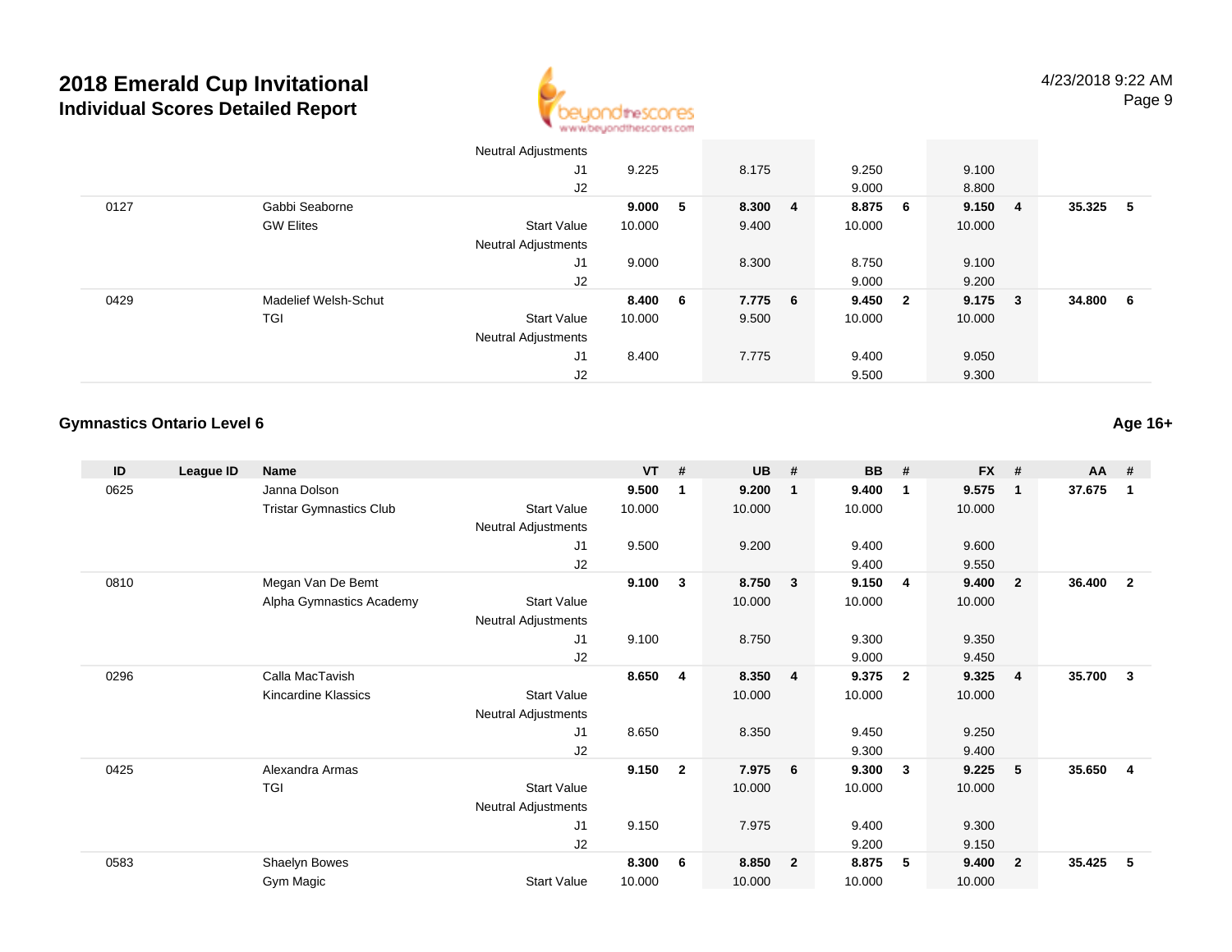# 2018 Emerald Cup Invitational
## Individual Scores Detailed Report

| ID | League ID | Name | | VT | # | UB | # | BB | # | FX | # | AA | # |
|---|---|---|---|---|---|---|---|---|---|---|---|---|---|
| | | | Neutral Adjustments | | | | | | | | | | |
| | | | J1 | 9.225 | | 8.175 | | 9.250 | | 9.100 | | | |
| | | | J2 | | | | | 9.000 | | 8.800 | | | |
| 0127 | | Gabbi Seaborne | | **9.000** | **5** | **8.300** | **4** | **8.875** | **6** | **9.150** | **4** | **35.325** | **5** |
| | | GW Elites | Start Value | 10.000 | | 9.400 | | 10.000 | | 10.000 | | | |
| | | | Neutral Adjustments | | | | | | | | | | |
| | | | J1 | 9.000 | | 8.300 | | 8.750 | | 9.100 | | | |
| | | | J2 | | | | | 9.000 | | 9.200 | | | |
| 0429 | | Madelief Welsh-Schut | | **8.400** | **6** | **7.775** | **6** | **9.450** | **2** | **9.175** | **3** | **34.800** | **6** |
| | | TGI | Start Value | 10.000 | | 9.500 | | 10.000 | | 10.000 | | | |
| | | | Neutral Adjustments | | | | | | | | | | |
| | | | J1 | 8.400 | | 7.775 | | 9.400 | | 9.050 | | | |
| | | | J2 | | | | | 9.500 | | 9.300 | | | |

### Gymnastics Ontario Level 6

**Age 16+**

| ID | League ID | Name | | VT | # | UB | # | BB | # | FX | # | AA | # |
|---|---|---|---|---|---|---|---|---|---|---|---|---|---|
| 0625 | | Janna Dolson | | **9.500** | **1** | **9.200** | **1** | **9.400** | **1** | **9.575** | **1** | **37.675** | **1** |
| | | Tristar Gymnastics Club | Start Value | 10.000 | | 10.000 | | 10.000 | | 10.000 | | | |
| | | | Neutral Adjustments | | | | | | | | | | |
| | | | J1 | 9.500 | | 9.200 | | 9.400 | | 9.600 | | | |
| | | | J2 | | | | | 9.400 | | 9.550 | | | |
| 0810 | | Megan Van De Bemt | | **9.100** | **3** | **8.750** | **3** | **9.150** | **4** | **9.400** | **2** | **36.400** | **2** |
| | | Alpha Gymnastics Academy | Start Value | | | 10.000 | | 10.000 | | 10.000 | | | |
| | | | Neutral Adjustments | | | | | | | | | | |
| | | | J1 | 9.100 | | 8.750 | | 9.300 | | 9.350 | | | |
| | | | J2 | | | | | 9.000 | | 9.450 | | | |
| 0296 | | Calla MacTavish | | **8.650** | **4** | **8.350** | **4** | **9.375** | **2** | **9.325** | **4** | **35.700** | **3** |
| | | Kincardine Klassics | Start Value | | | 10.000 | | 10.000 | | 10.000 | | | |
| | | | Neutral Adjustments | | | | | | | | | | |
| | | | J1 | 8.650 | | 8.350 | | 9.450 | | 9.250 | | | |
| | | | J2 | | | | | 9.300 | | 9.400 | | | |
| 0425 | | Alexandra Armas | | **9.150** | **2** | **7.975** | **6** | **9.300** | **3** | **9.225** | **5** | **35.650** | **4** |
| | | TGI | Start Value | | | 10.000 | | 10.000 | | 10.000 | | | |
| | | | Neutral Adjustments | | | | | | | | | | |
| | | | J1 | 9.150 | | 7.975 | | 9.400 | | 9.300 | | | |
| | | | J2 | | | | | 9.200 | | 9.150 | | | |
| 0583 | | Shaelyn Bowes | | **8.300** | **6** | **8.850** | **2** | **8.875** | **5** | **9.400** | **2** | **35.425** | **5** |
| | | Gym Magic | Start Value | 10.000 | | 10.000 | | 10.000 | | 10.000 | | | |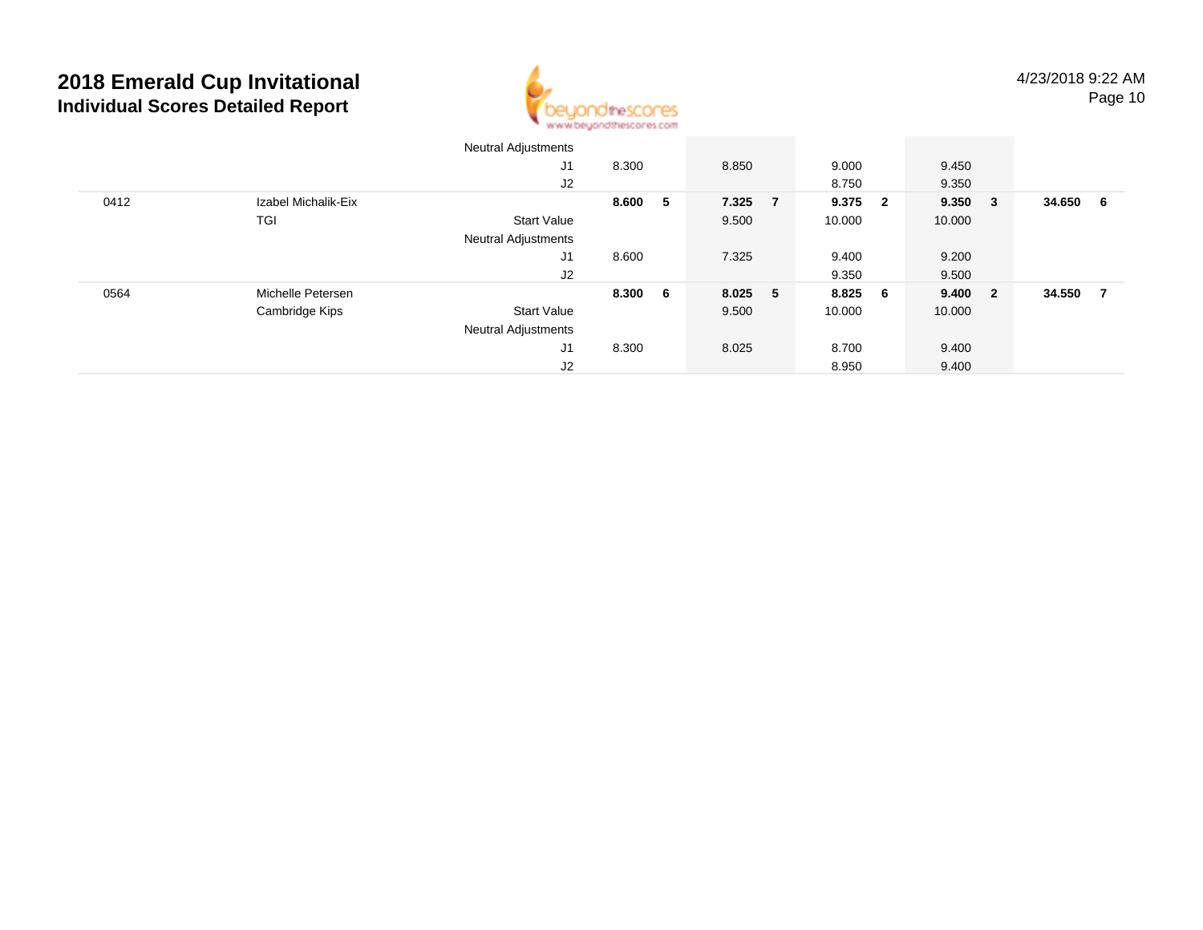# 2018 Emerald Cup Invitational

## Individual Scores Detailed Report

4/23/2018 9:22 AM

| | | | | | | | | | | | | |
|---|---|---|---|---|---|---|---|---|---|---|---|---|
| | | Neutral Adjustments | | | | | | | | | | |
| | | J1 | 8.300 | | 8.850 | | 9.000 | | 9.450 | | | |
| | | J2 | | | | | 8.750 | | 9.350 | | | |
| 0412 | Izabel Michalik-Eix | | **8.600** | **5** | **7.325** | **7** | **9.375** | **2** | **9.350** | **3** | **34.650** | **6** |
| | TGI | Start Value | | | 9.500 | | 10.000 | | 10.000 | | | |
| | | Neutral Adjustments | | | | | | | | | | |
| | | J1 | 8.600 | | 7.325 | | 9.400 | | 9.200 | | | |
| | | J2 | | | | | 9.350 | | 9.500 | | | |
| 0564 | Michelle Petersen | | **8.300** | **6** | **8.025** | **5** | **8.825** | **6** | **9.400** | **2** | **34.550** | **7** |
| | Cambridge Kips | Start Value | | | 9.500 | | 10.000 | | 10.000 | | | |
| | | Neutral Adjustments | | | | | | | | | | |
| | | J1 | 8.300 | | 8.025 | | 8.700 | | 9.400 | | | |
| | | J2 | | | | | 8.950 | | 9.400 | | | |